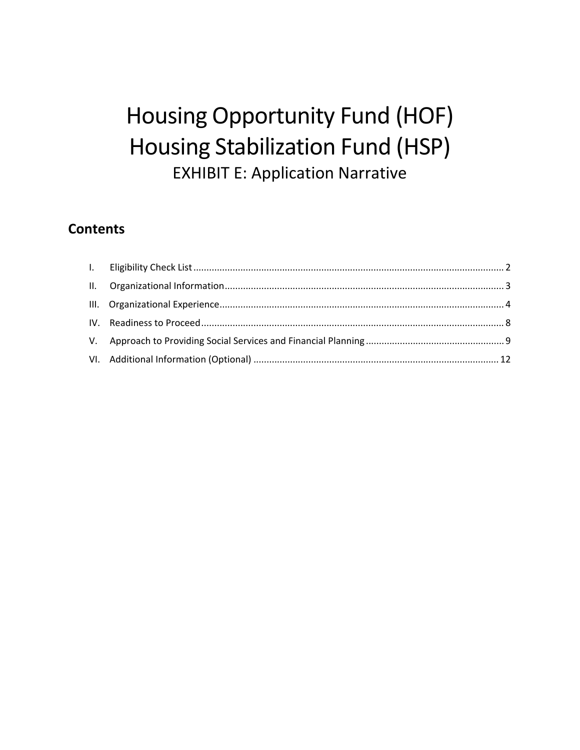# Housing Opportunity Fund (HOF)
# Housing Stabilization Fund (HSP)

## EXHIBIT E: Application Narrative

## Contents

I. Eligibility Check List ........................................................................................................................ 2

II. Organizational Information ............................................................................................................ 3

III. Organizational Experience ............................................................................................................. 4

IV. Readiness to Proceed ..................................................................................................................... 8

V. Approach to Providing Social Services and Financial Planning ..................................................... 9

VI. Additional Information (Optional) ............................................................................................... 12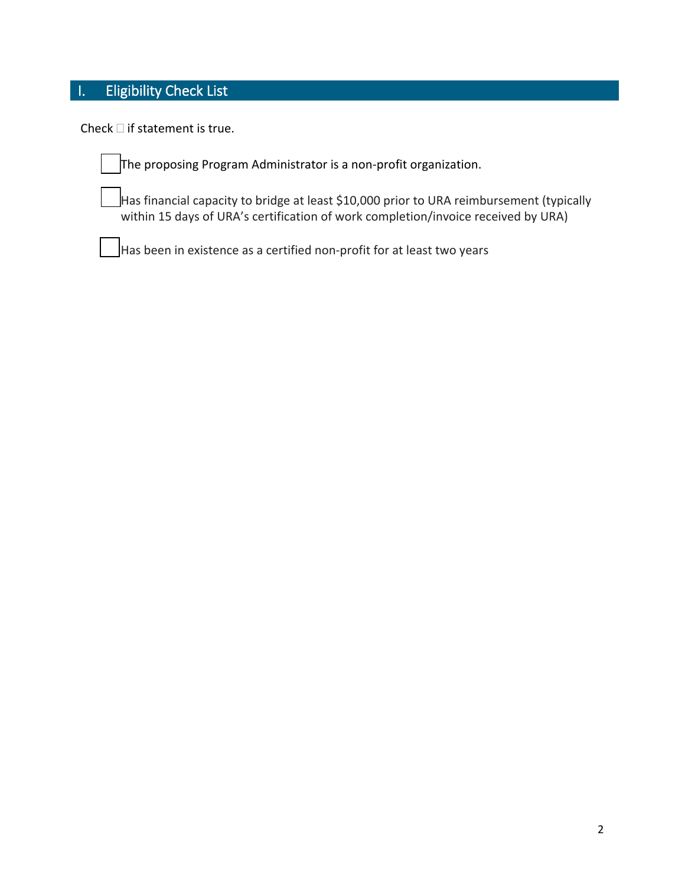## I. Eligibility Check List

Check □ if statement is true.

- [ ] The proposing Program Administrator is a non-profit organization.
- [ ] Has financial capacity to bridge at least $10,000 prior to URA reimbursement (typically within 15 days of URA's certification of work completion/invoice received by URA)
- [ ] Has been in existence as a certified non-profit for at least two years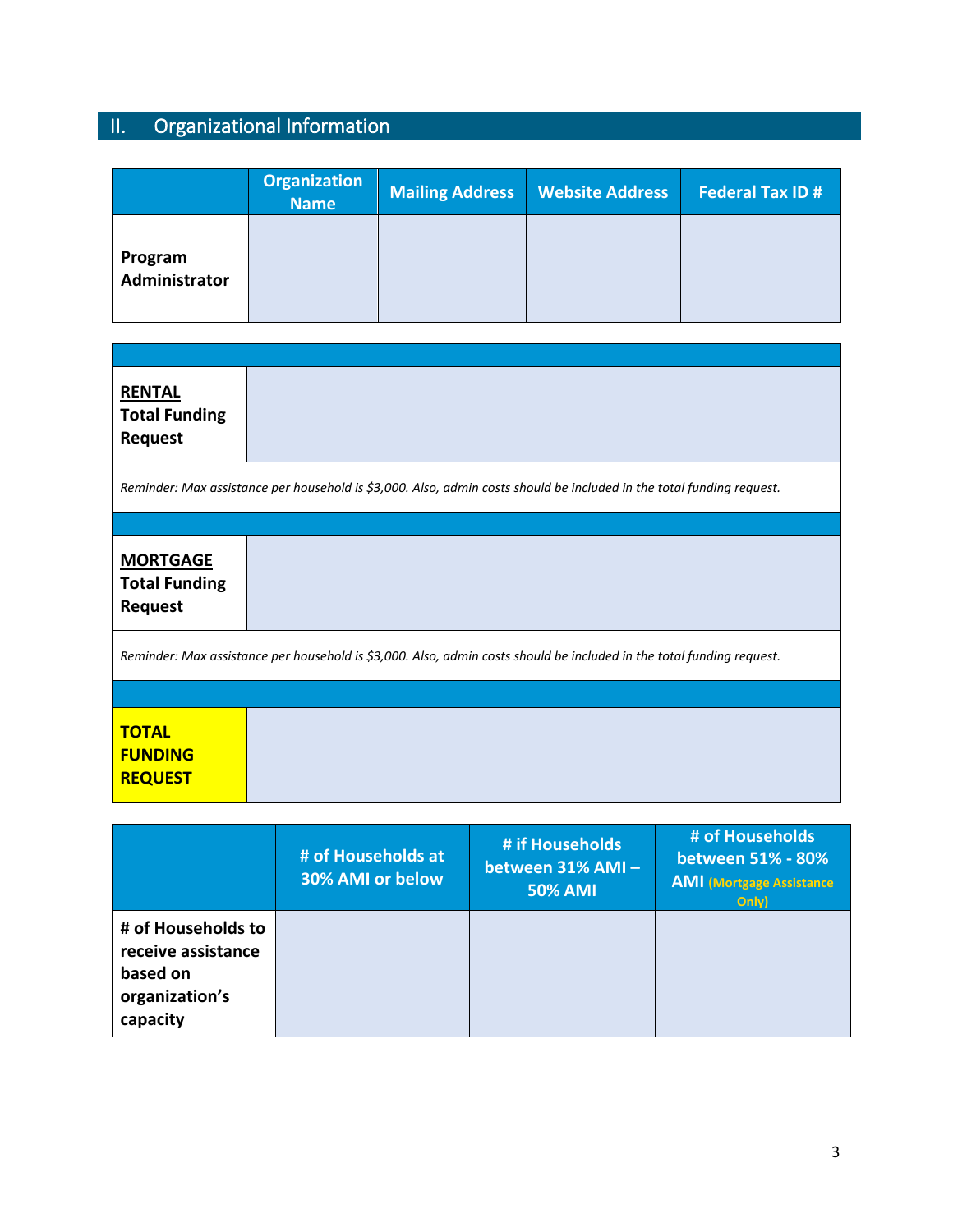## II. Organizational Information

| | Organization Name | Mailing Address | Website Address | Federal Tax ID # |
|---|---|---|---|---|
| **Program Administrator** | | | | |

| | |
|---|---|
| **RENTAL** **Total Funding Request** | |
| *Reminder: Max assistance per household is $3,000. Also, admin costs should be included in the total funding request.* | |
| **MORTGAGE** **Total Funding Request** | |
| *Reminder: Max assistance per household is $3,000. Also, admin costs should be included in the total funding request.* | |
| **TOTAL FUNDING REQUEST** | |

| | # of Households at 30% AMI or below | # if Households between 31% AMI – 50% AMI | # of Households between 51% - 80% AMI (Mortgage Assistance Only) |
|---|---|---|---|
| **# of Households to receive assistance based on organization's capacity** | | | |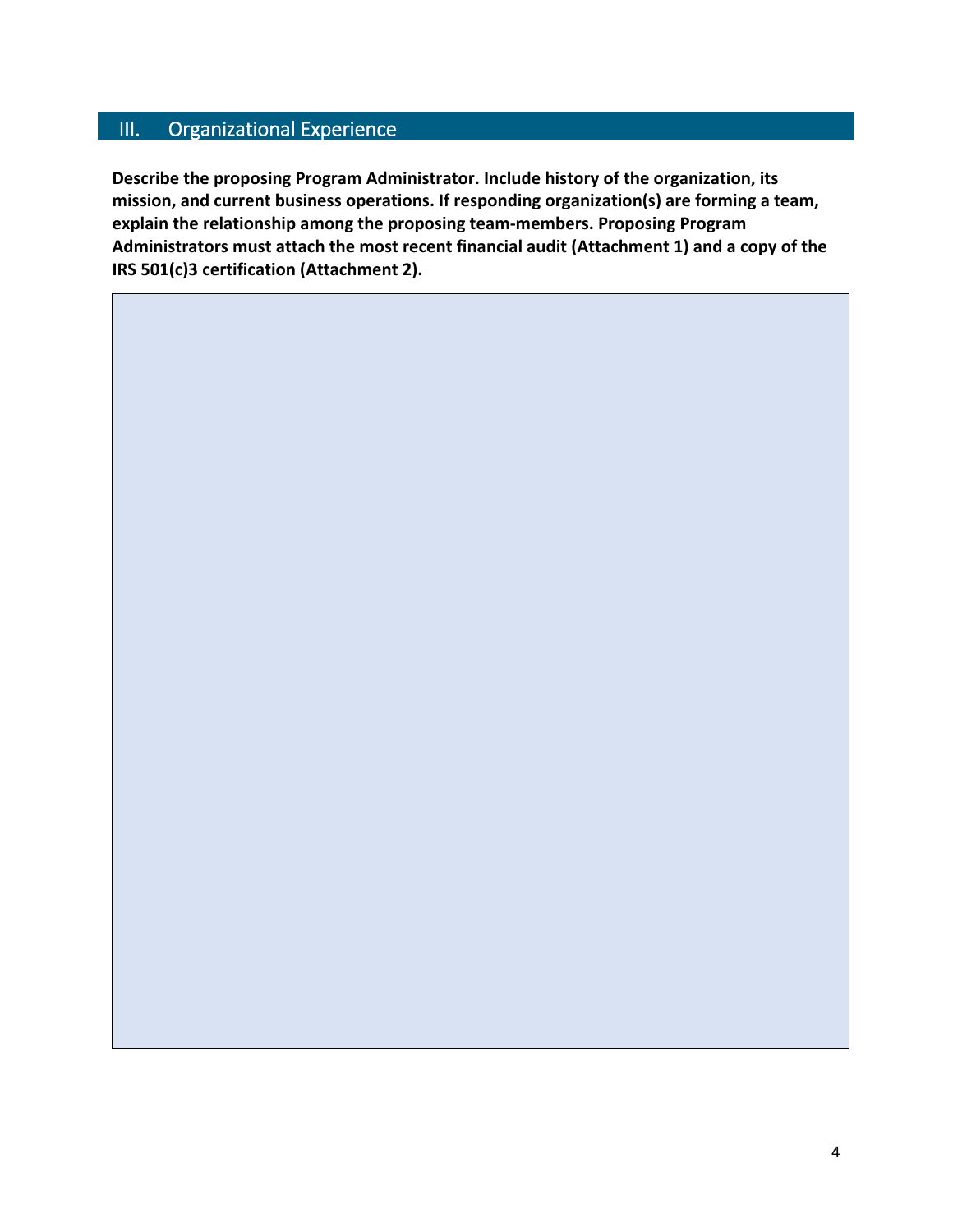## III. Organizational Experience

**Describe the proposing Program Administrator. Include history of the organization, its mission, and current business operations. If responding organization(s) are forming a team, explain the relationship among the proposing team-members. Proposing Program Administrators must attach the most recent financial audit (Attachment 1) and a copy of the IRS 501(c)3 certification (Attachment 2).**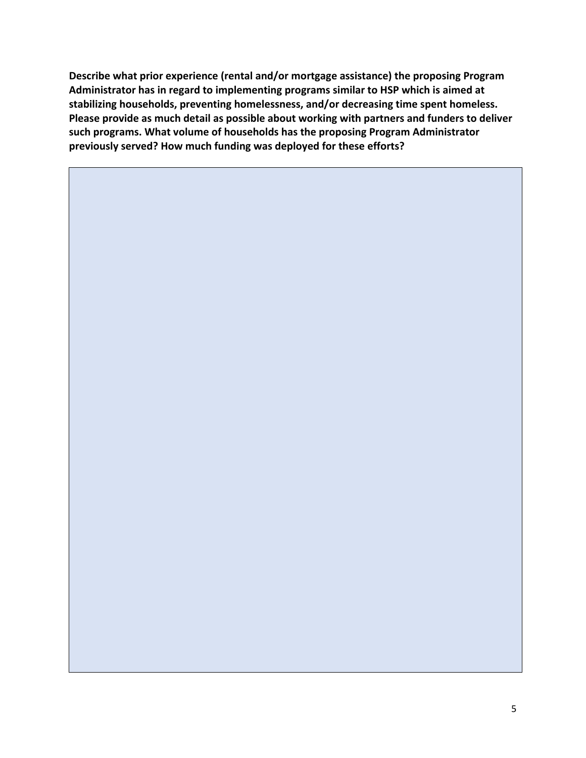**Describe what prior experience (rental and/or mortgage assistance) the proposing Program Administrator has in regard to implementing programs similar to HSP which is aimed at stabilizing households, preventing homelessness, and/or decreasing time spent homeless. Please provide as much detail as possible about working with partners and funders to deliver such programs. What volume of households has the proposing Program Administrator previously served? How much funding was deployed for these efforts?**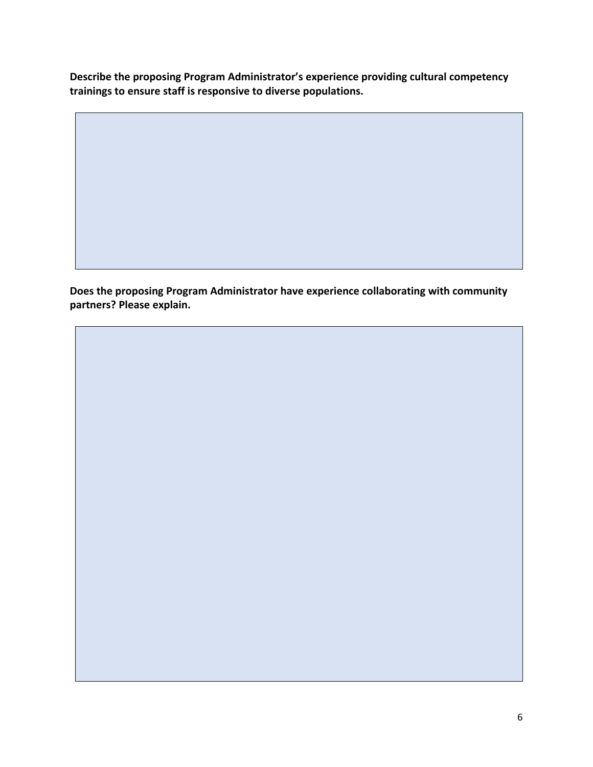**Describe the proposing Program Administrator's experience providing cultural competency trainings to ensure staff is responsive to diverse populations.**

**Does the proposing Program Administrator have experience collaborating with community partners? Please explain.**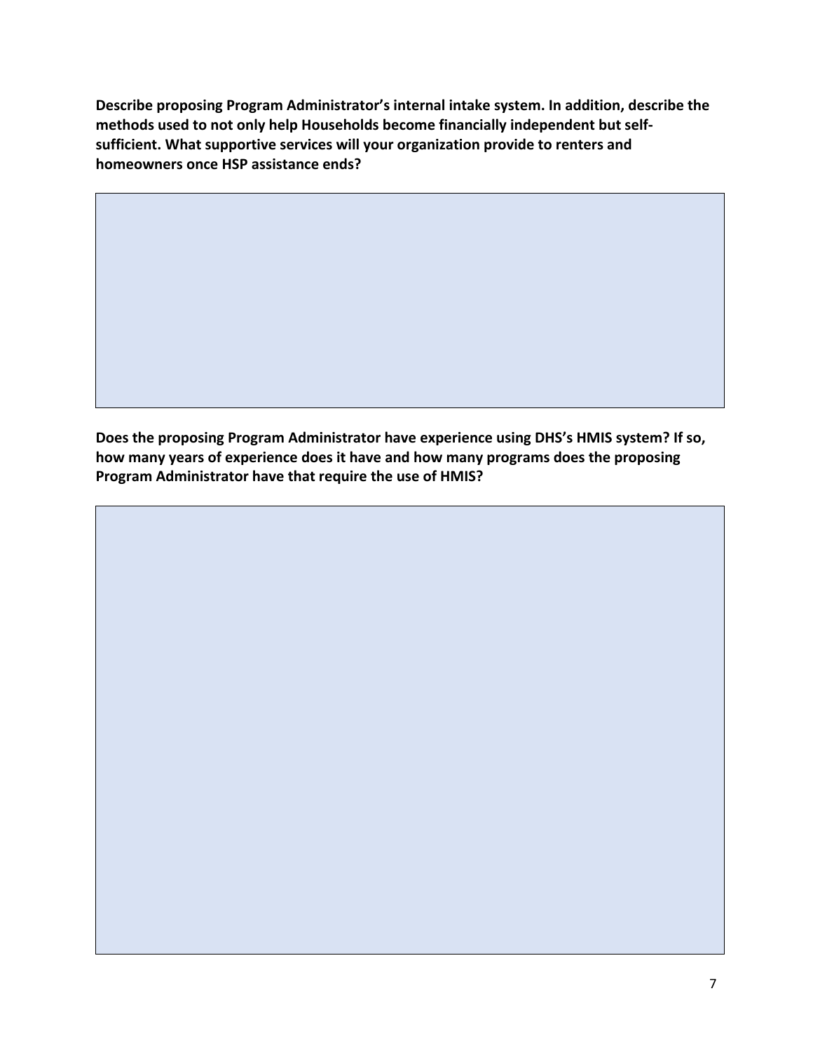**Describe proposing Program Administrator's internal intake system. In addition, describe the methods used to not only help Households become financially independent but self-sufficient. What supportive services will your organization provide to renters and homeowners once HSP assistance ends?**

**Does the proposing Program Administrator have experience using DHS's HMIS system? If so, how many years of experience does it have and how many programs does the proposing Program Administrator have that require the use of HMIS?**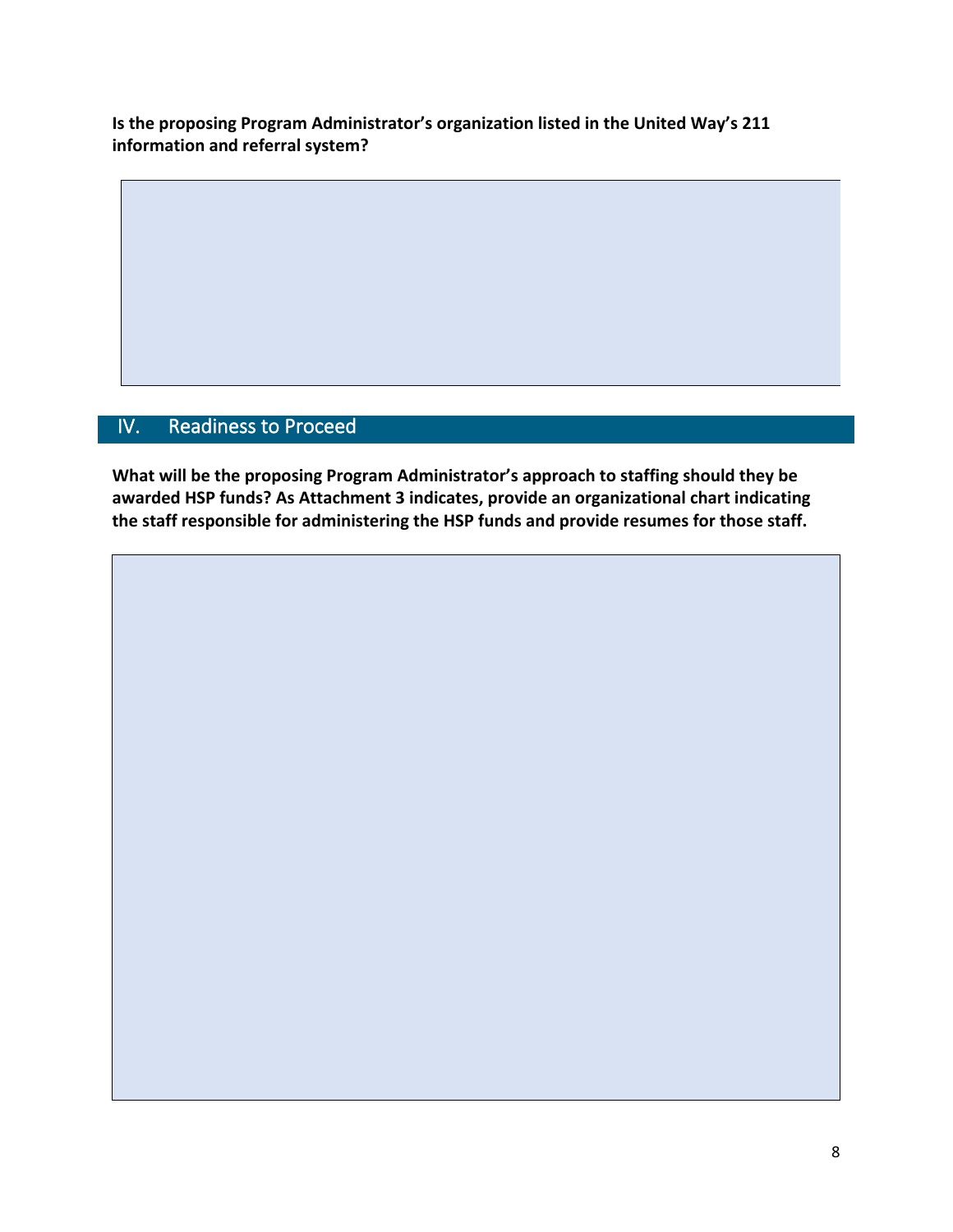**Is the proposing Program Administrator's organization listed in the United Way's 211 information and referral system?**

## IV. Readiness to Proceed

**What will be the proposing Program Administrator's approach to staffing should they be awarded HSP funds? As Attachment 3 indicates, provide an organizational chart indicating the staff responsible for administering the HSP funds and provide resumes for those staff.**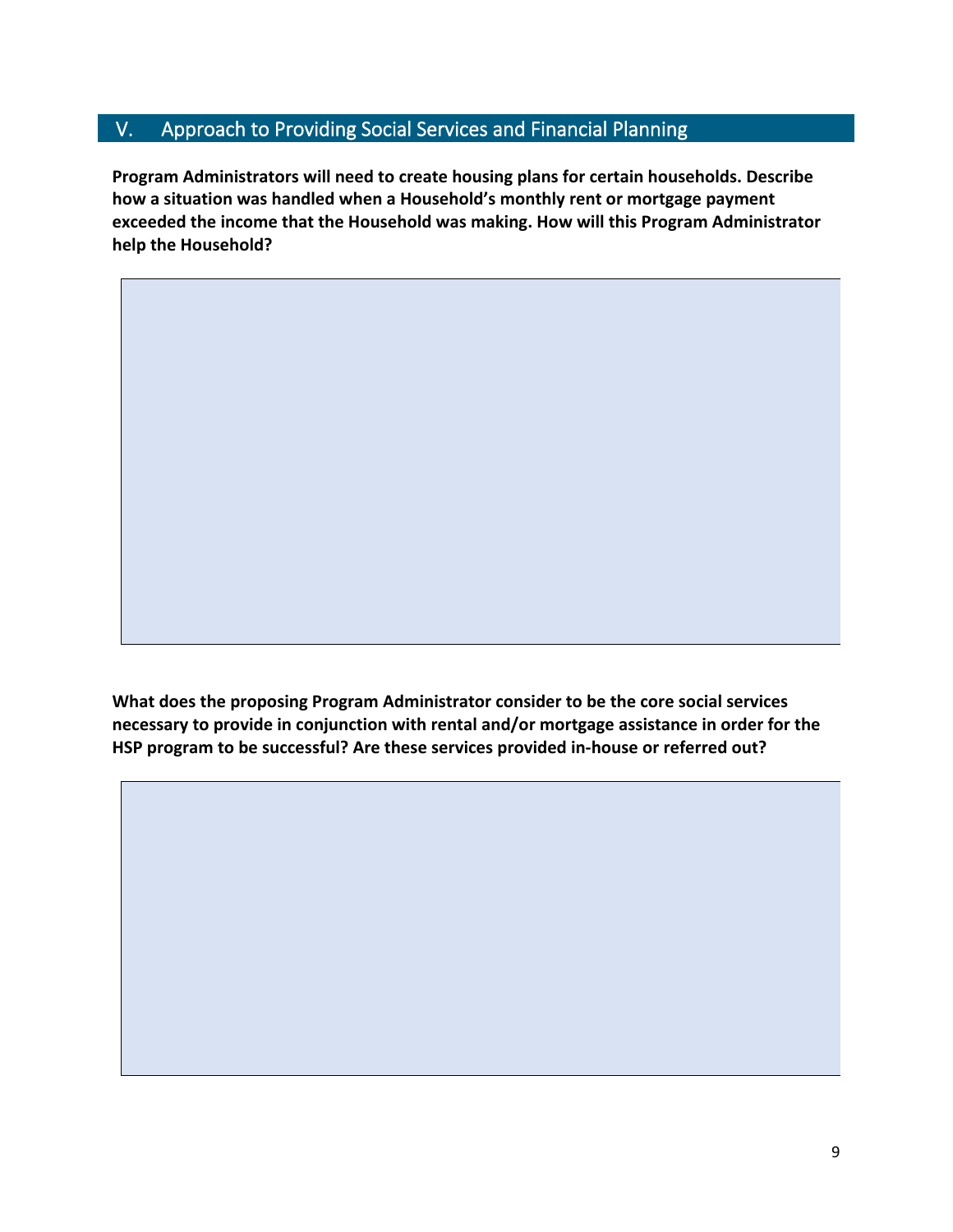## V. Approach to Providing Social Services and Financial Planning

**Program Administrators will need to create housing plans for certain households. Describe how a situation was handled when a Household's monthly rent or mortgage payment exceeded the income that the Household was making. How will this Program Administrator help the Household?**

**What does the proposing Program Administrator consider to be the core social services necessary to provide in conjunction with rental and/or mortgage assistance in order for the HSP program to be successful? Are these services provided in-house or referred out?**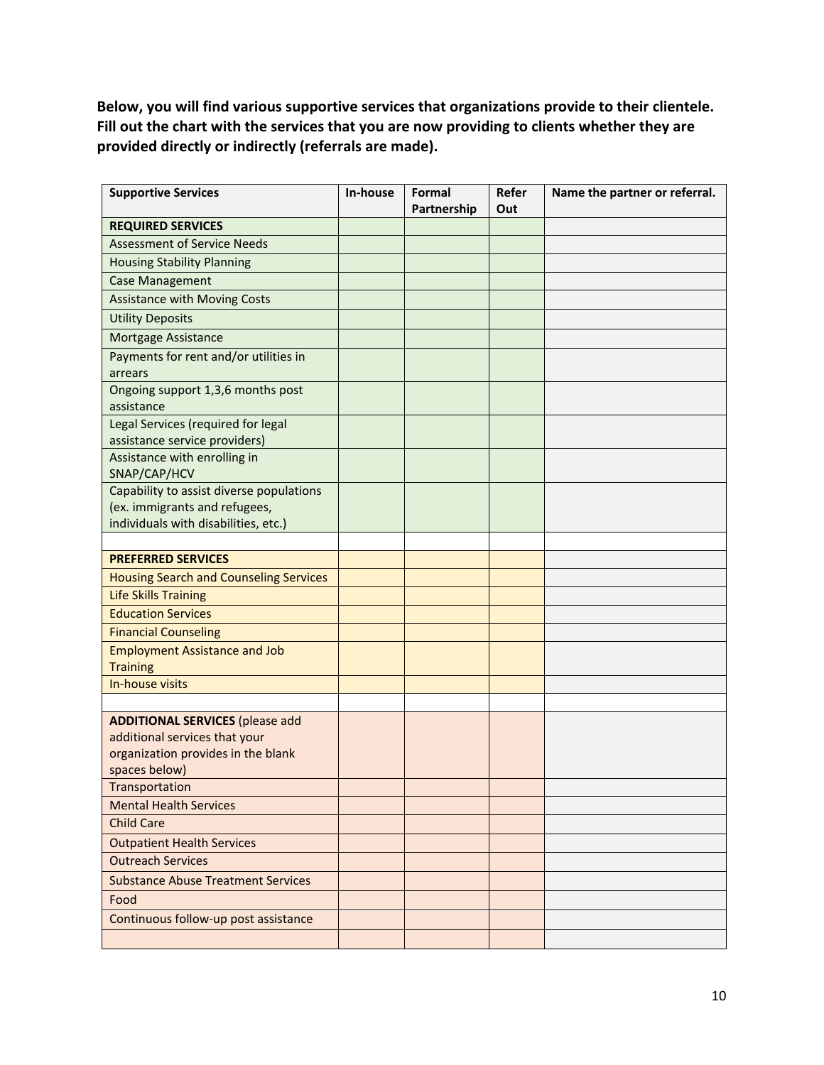**Below, you will find various supportive services that organizations provide to their clientele. Fill out the chart with the services that you are now providing to clients whether they are provided directly or indirectly (referrals are made).**

| Supportive Services | In-house | Formal Partnership | Refer Out | Name the partner or referral. |
|---|---|---|---|---|
| **REQUIRED SERVICES** | | | | |
| Assessment of Service Needs | | | | |
| Housing Stability Planning | | | | |
| Case Management | | | | |
| Assistance with Moving Costs | | | | |
| Utility Deposits | | | | |
| Mortgage Assistance | | | | |
| Payments for rent and/or utilities in arrears | | | | |
| Ongoing support 1,3,6 months post assistance | | | | |
| Legal Services (required for legal assistance service providers) | | | | |
| Assistance with enrolling in SNAP/CAP/HCV | | | | |
| Capability to assist diverse populations (ex. immigrants and refugees, individuals with disabilities, etc.) | | | | |
| | | | | |
| **PREFERRED SERVICES** | | | | |
| Housing Search and Counseling Services | | | | |
| Life Skills Training | | | | |
| Education Services | | | | |
| Financial Counseling | | | | |
| Employment Assistance and Job Training | | | | |
| In-house visits | | | | |
| | | | | |
| **ADDITIONAL SERVICES** (please add additional services that your organization provides in the blank spaces below) | | | | |
| Transportation | | | | |
| Mental Health Services | | | | |
| Child Care | | | | |
| Outpatient Health Services | | | | |
| Outreach Services | | | | |
| Substance Abuse Treatment Services | | | | |
| Food | | | | |
| Continuous follow-up post assistance | | | | |
| | | | | |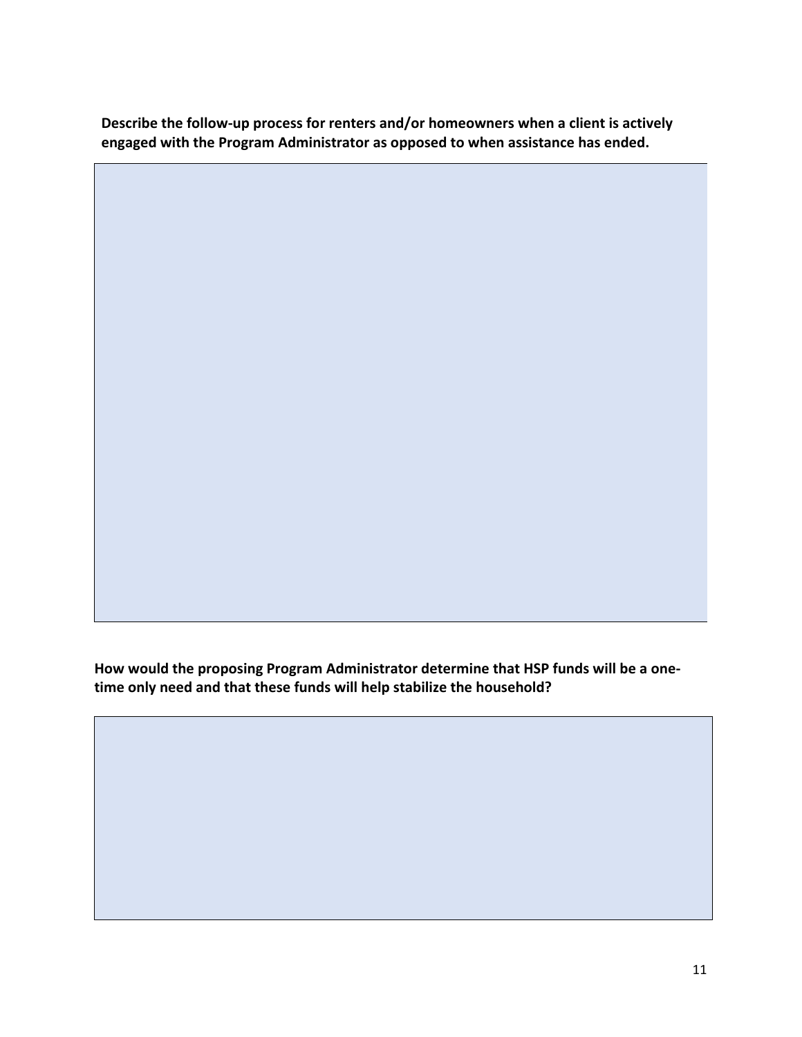**Describe the follow-up process for renters and/or homeowners when a client is actively engaged with the Program Administrator as opposed to when assistance has ended.**

**How would the proposing Program Administrator determine that HSP funds will be a one-time only need and that these funds will help stabilize the household?**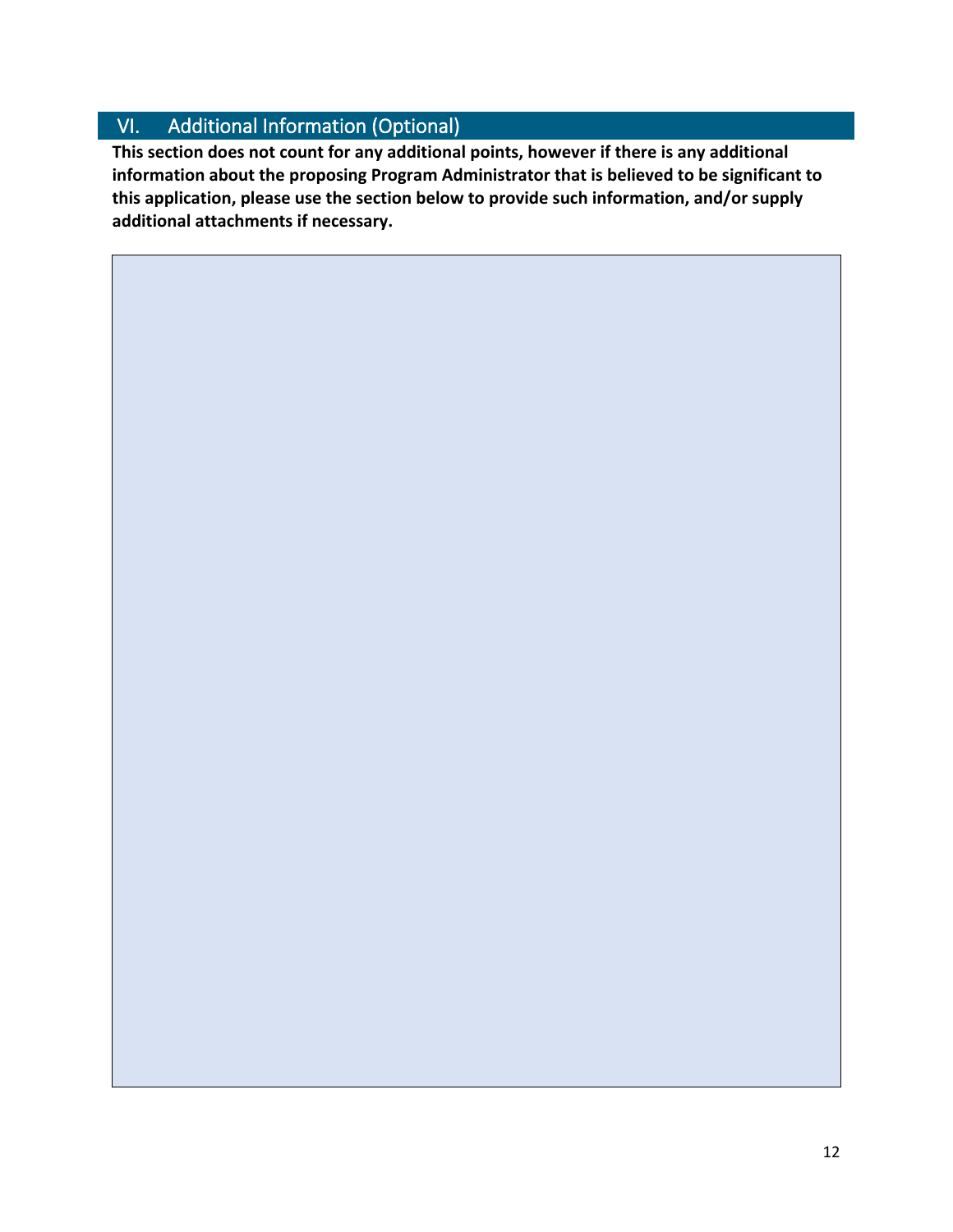## VI. Additional Information (Optional)

**This section does not count for any additional points, however if there is any additional information about the proposing Program Administrator that is believed to be significant to this application, please use the section below to provide such information, and/or supply additional attachments if necessary.**